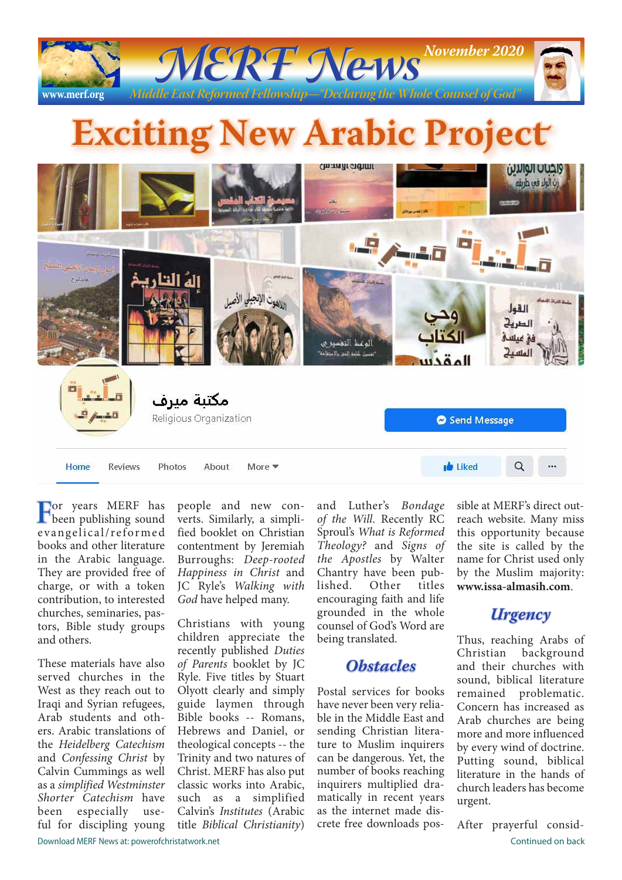# MERF News

**November 2020**

www.merf.org

*Middle East Reformed Fellowship—"Declaring the Whole Counsel of God"*

# Exciting New Arabic Project

مكتبة ميرف

Religious Organization

For years MERF has been publishing sound evangelical/reformed books and other literature in the Arabic language. They are provided free of charge, or with a token contribution, to interested churches, seminaries, pastors, Bible study groups and others.

These materials have also served churches in the West as they reach out to Iraqi and Syrian refugees, Arab students and others. Arabic translations of the *Heidelberg Catechism* and *Confessing Christ* by Calvin Cummings as well as a *simplified Westminster Shorter Catechism* have been especially useful for discipling young people and new converts. Similarly, a simplified booklet on Christian contentment by Jeremiah Burroughs: *Deep-rooted Happiness in Christ* and JC Ryle's *Walking with God* have helped many.

Christians with young children appreciate the recently published *Duties of Parents* booklet by JC Ryle. Five titles by Stuart Olyott clearly and simply guide laymen through Bible books -- Romans, Hebrews and Daniel, or theological concepts -- the Trinity and two natures of Christ. MERF has also put classic works into Arabic, such as a simplified Calvin's *Institutes* (Arabic title *Biblical Christianity*) and Luther's *Bondage of the Will.* Recently RC Sproul's *What is Reformed Theology?* and *Signs of the Apostles* by Walter Chantry have been published. Other titles encouraging faith and life grounded in the whole counsel of God's Word are being translated.

## Obstacles

Postal services for books have never been very reliable in the Middle East and sending Christian literature to Muslim inquirers can be dangerous. Yet, the number of books reaching inquirers multiplied dramatically in recent years as the internet made discrete free downloads possible at MERF's direct outreach website. Many miss this opportunity because the site is called by the name for Christ used only by the Muslim majority: **www.issa-almasih.com**.

## Urgency

Thus, reaching Arabs of Christian background and their churches with sound, biblical literature remained problematic. Concern has increased as Arab churches are being more and more influenced by every wind of doctrine. Putting sound, biblical literature in the hands of church leaders has become urgent.

After prayerful consid-

Download MERF News at: powerofchristatwork.net

Continued on back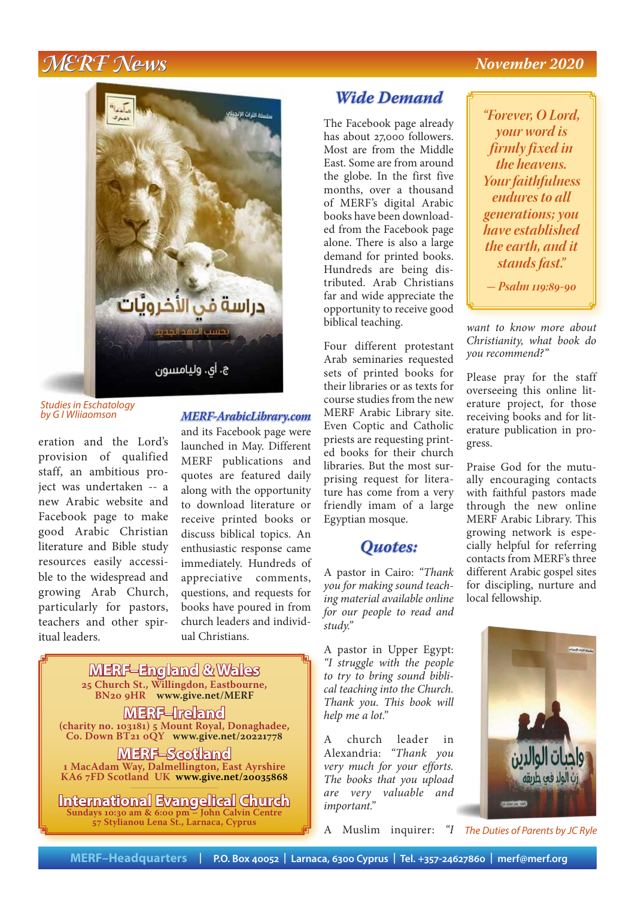# MERF News

**November 2020**

*Studies in Eschatology by G I Wliiaomson*

eration and the Lord's provision of qualified staff, an ambitious project was undertaken -- a new Arabic website and Facebook page to make good Arabic Christian literature and Bible study resources easily accessible to the widespread and growing Arab Church, particularly for pastors, teachers and other spiritual leaders.

***MERF-ArabicLibrary.com*** and its Facebook page were launched in May. Different MERF publications and quotes are featured daily along with the opportunity to download literature or receive printed books or discuss biblical topics. An enthusiastic response came immediately. Hundreds of appreciative comments, questions, and requests for books have poured in from church leaders and individual Christians.

## Wide Demand

The Facebook page already has about 27,000 followers. Most are from the Middle East. Some are from around the globe. In the first five months, over a thousand of MERF's digital Arabic books have been downloaded from the Facebook page alone. There is also a large demand for printed books. Hundreds are being distributed. Arab Christians far and wide appreciate the opportunity to receive good biblical teaching.

Four different protestant Arab seminaries requested sets of printed books for their libraries or as texts for course studies from the new MERF Arabic Library site. Even Coptic and Catholic priests are requesting printed books for their church libraries. But the most surprising request for literature has come from a very friendly imam of a large Egyptian mosque.

## Quotes:

A pastor in Cairo: *"Thank you for making sound teaching material available online for our people to read and study."*

A pastor in Upper Egypt: *"I struggle with the people to try to bring sound biblical teaching into the Church. Thank you. This book will help me a lot."*

A church leader in Alexandria: *"Thank you very much for your efforts. The books that you upload are very valuable and important."*

A Muslim inquirer: *"I want to know more about Christianity, what book do you recommend?"*

> *"Forever, O Lord, your word is firmly fixed in the heavens. Your faithfulness endures to all generations; you have established the earth, and it stands fast."*
>
> *— Psalm 119:89-90*

Please pray for the staff overseeing this online literature project, for those receiving books and for literature publication in progress.

Praise God for the mutually encouraging contacts with faithful pastors made through the new online MERF Arabic Library. This growing network is especially helpful for referring contacts from MERF's three different Arabic gospel sites for discipling, nurture and local fellowship.

*The Duties of Parents by JC Ryle*

---

**MERF–England & Wales**
25 Church St., Willingdon, Eastbourne, BN20 9HR www.give.net/MERF

**MERF–Ireland**
(charity no. 103181) 5 Mount Royal, Donaghadee, Co. Down BT21 0QY www.give.net/20221778

**MERF–Scotland**
1 MacAdam Way, Dalmellington, East Ayrshire KA6 7FD Scotland UK www.give.net/20035868

**International Evangelical Church**
Sundays 10:30 am & 6:00 pm – John Calvin Centre
57 Stylianou Lena St., Larnaca, Cyprus

---

**MERF–Headquarters** | P.O. Box 40052 | Larnaca, 6300 Cyprus | Tel. +357-24627860 | merf@merf.org